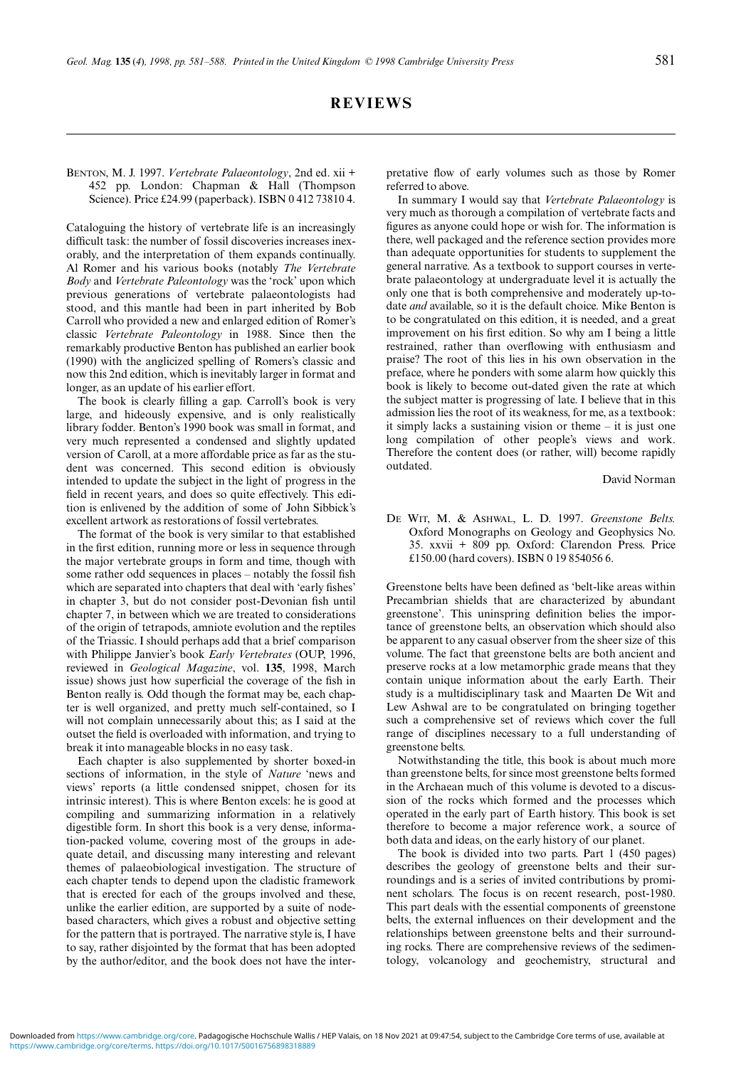# REVIEWS

BENTON, M. J. 1997. *Vertebrate Palaeontology*, 2nd ed. xii + 452 pp. London: Chapman & Hall (Thompson Science). Price £24.99 (paperback). ISBN 0 412 73810 4.

Cataloguing the history of vertebrate life is an increasingly difficult task: the number of fossil discoveries increases inexorably, and the interpretation of them expands continually. Al Romer and his various books (notably *The Vertebrate Body* and *Vertebrate Paleontology* was the 'rock' upon which previous generations of vertebrate palaeontologists had stood, and this mantle had been in part inherited by Bob Carroll who provided a new and enlarged edition of Romer's classic *Vertebrate Paleontology* in 1988. Since then the remarkably productive Benton has published an earlier book (1990) with the anglicized spelling of Romers's classic and now this 2nd edition, which is inevitably larger in format and longer, as an update of his earlier effort.

The book is clearly filling a gap. Carroll's book is very large, and hideously expensive, and is only realistically library fodder. Benton's 1990 book was small in format, and very much represented a condensed and slightly updated version of Caroll, at a more affordable price as far as the student was concerned. This second edition is obviously intended to update the subject in the light of progress in the field in recent years, and does so quite effectively. This edition is enlivened by the addition of some of John Sibbick's excellent artwork as restorations of fossil vertebrates.

The format of the book is very similar to that established in the first edition, running more or less in sequence through the major vertebrate groups in form and time, though with some rather odd sequences in places – notably the fossil fish which are separated into chapters that deal with 'early fishes' in chapter 3, but do not consider post-Devonian fish until chapter 7, in between which we are treated to considerations of the origin of tetrapods, amniote evolution and the reptiles of the Triassic. I should perhaps add that a brief comparison with Philippe Janvier's book *Early Vertebrates* (OUP, 1996, reviewed in *Geological Magazine*, vol. **135**, 1998, March issue) shows just how superficial the coverage of the fish in Benton really is. Odd though the format may be, each chapter is well organized, and pretty much self-contained, so I will not complain unnecessarily about this; as I said at the outset the field is overloaded with information, and trying to break it into manageable blocks in no easy task.

Each chapter is also supplemented by shorter boxed-in sections of information, in the style of *Nature* 'news and views' reports (a little condensed snippet, chosen for its intrinsic interest). This is where Benton excels: he is good at compiling and summarizing information in a relatively digestible form. In short this book is a very dense, information-packed volume, covering most of the groups in adequate detail, and discussing many interesting and relevant themes of palaeobiological investigation. The structure of each chapter tends to depend upon the cladistic framework that is erected for each of the groups involved and these, unlike the earlier edition, are supported by a suite of node-based characters, which gives a robust and objective setting for the pattern that is portrayed. The narrative style is, I have to say, rather disjointed by the format that has been adopted by the author/editor, and the book does not have the interpretative flow of early volumes such as those by Romer referred to above.

In summary I would say that *Vertebrate Palaeontology* is very much as thorough a compilation of vertebrate facts and figures as anyone could hope or wish for. The information is there, well packaged and the reference section provides more than adequate opportunities for students to supplement the general narrative. As a textbook to support courses in vertebrate palaeontology at undergraduate level it is actually the only one that is both comprehensive and moderately up-to-date *and* available, so it is the default choice. Mike Benton is to be congratulated on this edition, it is needed, and a great improvement on his first edition. So why am I being a little restrained, rather than overflowing with enthusiasm and praise? The root of this lies in his own observation in the preface, where he ponders with some alarm how quickly this book is likely to become out-dated given the rate at which the subject matter is progressing of late. I believe that in this admission lies the root of its weakness, for me, as a textbook: it simply lacks a sustaining vision or theme – it is just one long compilation of other people's views and work. Therefore the content does (or rather, will) become rapidly outdated.

David Norman

DE WIT, M. & ASHWAL, L. D. 1997. *Greenstone Belts.* Oxford Monographs on Geology and Geophysics No. 35. xxvii + 809 pp. Oxford: Clarendon Press. Price £150.00 (hard covers). ISBN 0 19 854056 6.

Greenstone belts have been defined as 'belt-like areas within Precambrian shields that are characterized by abundant greenstone'. This uninspring definition belies the importance of greenstone belts, an observation which should also be apparent to any casual observer from the sheer size of this volume. The fact that greenstone belts are both ancient and preserve rocks at a low metamorphic grade means that they contain unique information about the early Earth. Their study is a multidisciplinary task and Maarten De Wit and Lew Ashwal are to be congratulated on bringing together such a comprehensive set of reviews which cover the full range of disciplines necessary to a full understanding of greenstone belts.

Notwithstanding the title, this book is about much more than greenstone belts, for since most greenstone belts formed in the Archaean much of this volume is devoted to a discussion of the rocks which formed and the processes which operated in the early part of Earth history. This book is set therefore to become a major reference work, a source of both data and ideas, on the early history of our planet.

The book is divided into two parts. Part 1 (450 pages) describes the geology of greenstone belts and their surroundings and is a series of invited contributions by prominent scholars. The focus is on recent research, post-1980. This part deals with the essential components of greenstone belts, the external influences on their development and the relationships between greenstone belts and their surrounding rocks. There are comprehensive reviews of the sedimentology, volcanology and geochemistry, structural and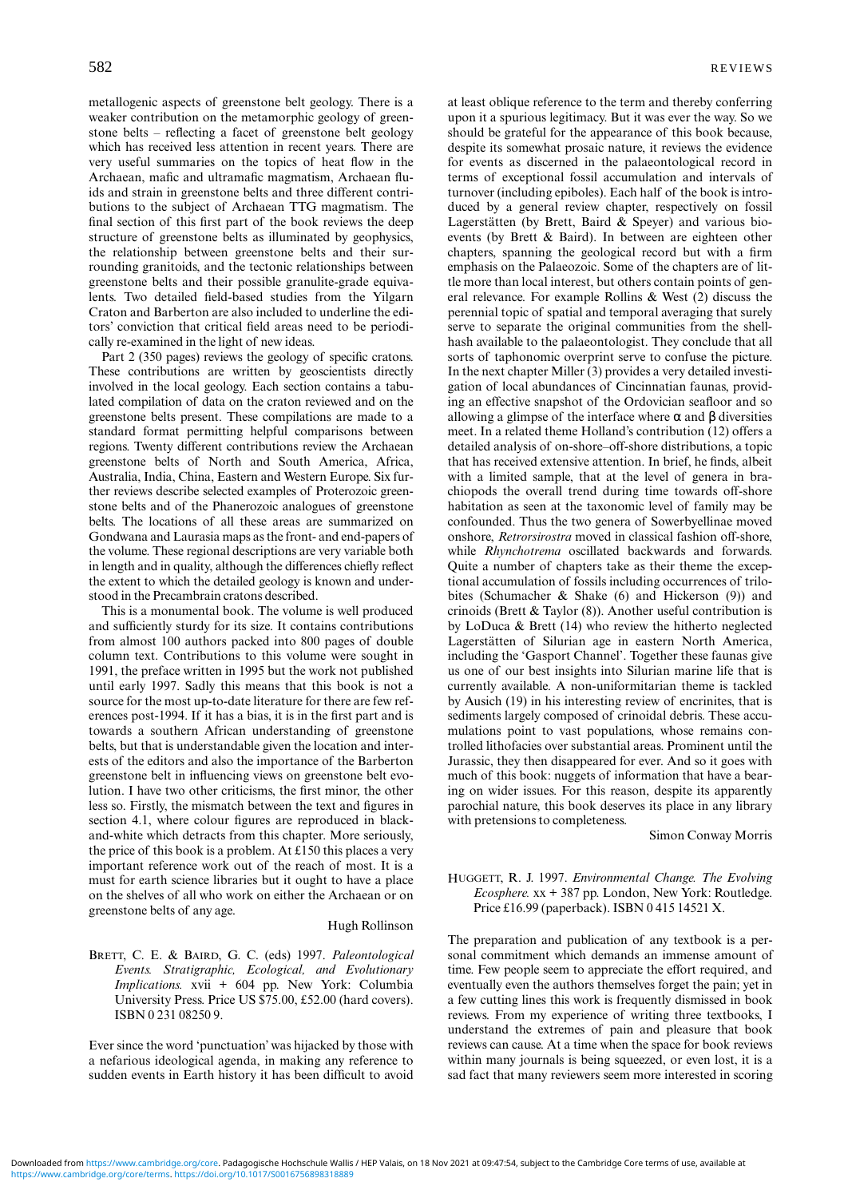metallogenic aspects of greenstone belt geology. There is a weaker contribution on the metamorphic geology of greenstone belts – reflecting a facet of greenstone belt geology which has received less attention in recent years. There are very useful summaries on the topics of heat flow in the Archaean, mafic and ultramafic magmatism, Archaean fluids and strain in greenstone belts and three different contributions to the subject of Archaean TTG magmatism. The final section of this first part of the book reviews the deep structure of greenstone belts as illuminated by geophysics, the relationship between greenstone belts and their surrounding granitoids, and the tectonic relationships between greenstone belts and their possible granulite-grade equivalents. Two detailed field-based studies from the Yilgarn Craton and Barberton are also included to underline the editors' conviction that critical field areas need to be periodically re-examined in the light of new ideas.

Part 2 (350 pages) reviews the geology of specific cratons. These contributions are written by geoscientists directly involved in the local geology. Each section contains a tabulated compilation of data on the craton reviewed and on the greenstone belts present. These compilations are made to a standard format permitting helpful comparisons between regions. Twenty different contributions review the Archaean greenstone belts of North and South America, Africa, Australia, India, China, Eastern and Western Europe. Six further reviews describe selected examples of Proterozoic greenstone belts and of the Phanerozoic analogues of greenstone belts. The locations of all these areas are summarized on Gondwana and Laurasia maps as the front- and end-papers of the volume. These regional descriptions are very variable both in length and in quality, although the differences chiefly reflect the extent to which the detailed geology is known and understood in the Precambrain cratons described.

This is a monumental book. The volume is well produced and sufficiently sturdy for its size. It contains contributions from almost 100 authors packed into 800 pages of double column text. Contributions to this volume were sought in 1991, the preface written in 1995 but the work not published until early 1997. Sadly this means that this book is not a source for the most up-to-date literature for there are few references post-1994. If it has a bias, it is in the first part and is towards a southern African understanding of greenstone belts, but that is understandable given the location and interests of the editors and also the importance of the Barberton greenstone belt in influencing views on greenstone belt evolution. I have two other criticisms, the first minor, the other less so. Firstly, the mismatch between the text and figures in section 4.1, where colour figures are reproduced in black-and-white which detracts from this chapter. More seriously, the price of this book is a problem. At £150 this places a very important reference work out of the reach of most. It is a must for earth science libraries but it ought to have a place on the shelves of all who work on either the Archaean or on greenstone belts of any age.

Hugh Rollinson

BRETT, C. E. & BAIRD, G. C. (eds) 1997. *Paleontological Events. Stratigraphic, Ecological, and Evolutionary Implications.* xvii + 604 pp. New York: Columbia University Press. Price US $75.00, £52.00 (hard covers). ISBN 0 231 08250 9.

Ever since the word 'punctuation' was hijacked by those with a nefarious ideological agenda, in making any reference to sudden events in Earth history it has been difficult to avoid at least oblique reference to the term and thereby conferring upon it a spurious legitimacy. But it was ever the way. So we should be grateful for the appearance of this book because, despite its somewhat prosaic nature, it reviews the evidence for events as discerned in the palaeontological record in terms of exceptional fossil accumulation and intervals of turnover (including epiboles). Each half of the book is introduced by a general review chapter, respectively on fossil Lagerstätten (by Brett, Baird & Speyer) and various bioevents (by Brett & Baird). In between are eighteen other chapters, spanning the geological record but with a firm emphasis on the Palaeozoic. Some of the chapters are of little more than local interest, but others contain points of general relevance. For example Rollins & West (2) discuss the perennial topic of spatial and temporal averaging that surely serve to separate the original communities from the shell-hash available to the palaeontologist. They conclude that all sorts of taphonomic overprint serve to confuse the picture. In the next chapter Miller (3) provides a very detailed investigation of local abundances of Cincinnatian faunas, providing an effective snapshot of the Ordovician seafloor and so allowing a glimpse of the interface where α and β diversities meet. In a related theme Holland's contribution (12) offers a detailed analysis of on-shore–off-shore distributions, a topic that has received extensive attention. In brief, he finds, albeit with a limited sample, that at the level of genera in brachiopods the overall trend during time towards off-shore habitation as seen at the taxonomic level of family may be confounded. Thus the two genera of Sowerbyellinae moved onshore, *Retrorsirostra* moved in classical fashion off-shore, while *Rhynchotrema* oscillated backwards and forwards. Quite a number of chapters take as their theme the exceptional accumulation of fossils including occurrences of trilobites (Schumacher & Shake (6) and Hickerson (9)) and crinoids (Brett & Taylor (8)). Another useful contribution is by LoDuca & Brett (14) who review the hitherto neglected Lagerstätten of Silurian age in eastern North America, including the 'Gasport Channel'. Together these faunas give us one of our best insights into Silurian marine life that is currently available. A non-uniformitarian theme is tackled by Ausich (19) in his interesting review of encrinites, that is sediments largely composed of crinoidal debris. These accumulations point to vast populations, whose remains controlled lithofacies over substantial areas. Prominent until the Jurassic, they then disappeared for ever. And so it goes with much of this book: nuggets of information that have a bearing on wider issues. For this reason, despite its apparently parochial nature, this book deserves its place in any library with pretensions to completeness.

Simon Conway Morris

HUGGETT, R. J. 1997. *Environmental Change. The Evolving Ecosphere.* xx + 387 pp. London, New York: Routledge. Price £16.99 (paperback). ISBN 0 415 14521 X.

The preparation and publication of any textbook is a personal commitment which demands an immense amount of time. Few people seem to appreciate the effort required, and eventually even the authors themselves forget the pain; yet in a few cutting lines this work is frequently dismissed in book reviews. From my experience of writing three textbooks, I understand the extremes of pain and pleasure that book reviews can cause. At a time when the space for book reviews within many journals is being squeezed, or even lost, it is a sad fact that many reviewers seem more interested in scoring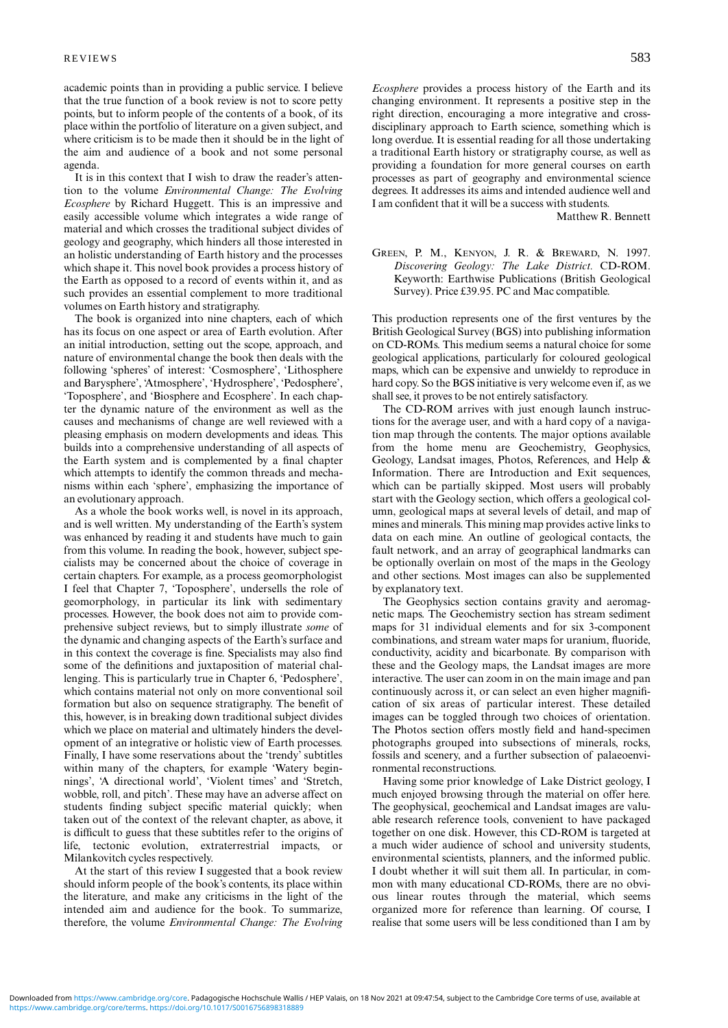academic points than in providing a public service. I believe that the true function of a book review is not to score petty points, but to inform people of the contents of a book, of its place within the portfolio of literature on a given subject, and where criticism is to be made then it should be in the light of the aim and audience of a book and not some personal agenda.

It is in this context that I wish to draw the reader's attention to the volume *Environmental Change: The Evolving Ecosphere* by Richard Huggett. This is an impressive and easily accessible volume which integrates a wide range of material and which crosses the traditional subject divides of geology and geography, which hinders all those interested in an holistic understanding of Earth history and the processes which shape it. This novel book provides a process history of the Earth as opposed to a record of events within it, and as such provides an essential complement to more traditional volumes on Earth history and stratigraphy.

The book is organized into nine chapters, each of which has its focus on one aspect or area of Earth evolution. After an initial introduction, setting out the scope, approach, and nature of environmental change the book then deals with the following 'spheres' of interest: 'Cosmosphere', 'Lithosphere and Barysphere', 'Atmosphere', 'Hydrosphere', 'Pedosphere', 'Toposphere', and 'Biosphere and Ecosphere'. In each chapter the dynamic nature of the environment as well as the causes and mechanisms of change are well reviewed with a pleasing emphasis on modern developments and ideas. This builds into a comprehensive understanding of all aspects of the Earth system and is complemented by a final chapter which attempts to identify the common threads and mechanisms within each 'sphere', emphasizing the importance of an evolutionary approach.

As a whole the book works well, is novel in its approach, and is well written. My understanding of the Earth's system was enhanced by reading it and students have much to gain from this volume. In reading the book, however, subject specialists may be concerned about the choice of coverage in certain chapters. For example, as a process geomorphologist I feel that Chapter 7, 'Toposphere', undersells the role of geomorphology, in particular its link with sedimentary processes. However, the book does not aim to provide comprehensive subject reviews, but to simply illustrate *some* of the dynamic and changing aspects of the Earth's surface and in this context the coverage is fine. Specialists may also find some of the definitions and juxtaposition of material challenging. This is particularly true in Chapter 6, 'Pedosphere', which contains material not only on more conventional soil formation but also on sequence stratigraphy. The benefit of this, however, is in breaking down traditional subject divides which we place on material and ultimately hinders the development of an integrative or holistic view of Earth processes. Finally, I have some reservations about the 'trendy' subtitles within many of the chapters, for example 'Watery beginnings', 'A directional world', 'Violent times' and 'Stretch, wobble, roll, and pitch'. These may have an adverse affect on students finding subject specific material quickly; when taken out of the context of the relevant chapter, as above, it is difficult to guess that these subtitles refer to the origins of life, tectonic evolution, extraterrestrial impacts, or Milankovitch cycles respectively.

At the start of this review I suggested that a book review should inform people of the book's contents, its place within the literature, and make any criticisms in the light of the intended aim and audience for the book. To summarize, therefore, the volume *Environmental Change: The Evolving Ecosphere* provides a process history of the Earth and its changing environment. It represents a positive step in the right direction, encouraging a more integrative and cross-disciplinary approach to Earth science, something which is long overdue. It is essential reading for all those undertaking a traditional Earth history or stratigraphy course, as well as providing a foundation for more general courses on earth processes as part of geography and environmental science degrees. It addresses its aims and intended audience well and I am confident that it will be a success with students.

Matthew R. Bennett

GREEN, P. M., KENYON, J. R. & BREWARD, N. 1997. *Discovering Geology: The Lake District.* CD-ROM. Keyworth: Earthwise Publications (British Geological Survey). Price £39.95. PC and Mac compatible.

This production represents one of the first ventures by the British Geological Survey (BGS) into publishing information on CD-ROMs. This medium seems a natural choice for some geological applications, particularly for coloured geological maps, which can be expensive and unwieldy to reproduce in hard copy. So the BGS initiative is very welcome even if, as we shall see, it proves to be not entirely satisfactory.

The CD-ROM arrives with just enough launch instructions for the average user, and with a hard copy of a navigation map through the contents. The major options available from the home menu are Geochemistry, Geophysics, Geology, Landsat images, Photos, References, and Help & Information. There are Introduction and Exit sequences, which can be partially skipped. Most users will probably start with the Geology section, which offers a geological column, geological maps at several levels of detail, and map of mines and minerals. This mining map provides active links to data on each mine. An outline of geological contacts, the fault network, and an array of geographical landmarks can be optionally overlain on most of the maps in the Geology and other sections. Most images can also be supplemented by explanatory text.

The Geophysics section contains gravity and aeromagnetic maps. The Geochemistry section has stream sediment maps for 31 individual elements and for six 3-component combinations, and stream water maps for uranium, fluoride, conductivity, acidity and bicarbonate. By comparison with these and the Geology maps, the Landsat images are more interactive. The user can zoom in on the main image and pan continuously across it, or can select an even higher magnification of six areas of particular interest. These detailed images can be toggled through two choices of orientation. The Photos section offers mostly field and hand-specimen photographs grouped into subsections of minerals, rocks, fossils and scenery, and a further subsection of palaeoenvironmental reconstructions.

Having some prior knowledge of Lake District geology, I much enjoyed browsing through the material on offer here. The geophysical, geochemical and Landsat images are valuable research reference tools, convenient to have packaged together on one disk. However, this CD-ROM is targeted at a much wider audience of school and university students, environmental scientists, planners, and the informed public. I doubt whether it will suit them all. In particular, in common with many educational CD-ROMs, there are no obvious linear routes through the material, which seems organized more for reference than learning. Of course, I realise that some users will be less conditioned than I am by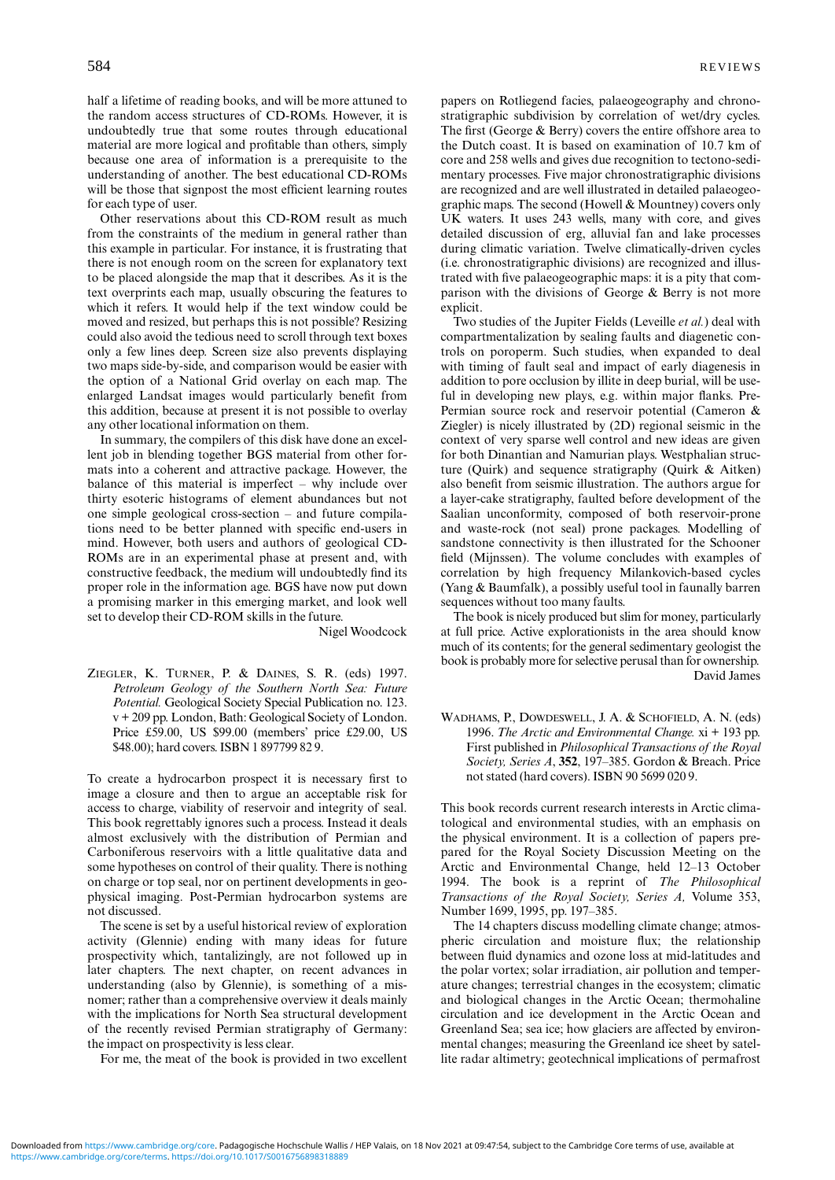half a lifetime of reading books, and will be more attuned to the random access structures of CD-ROMs. However, it is undoubtedly true that some routes through educational material are more logical and profitable than others, simply because one area of information is a prerequisite to the understanding of another. The best educational CD-ROMs will be those that signpost the most efficient learning routes for each type of user.

Other reservations about this CD-ROM result as much from the constraints of the medium in general rather than this example in particular. For instance, it is frustrating that there is not enough room on the screen for explanatory text to be placed alongside the map that it describes. As it is the text overprints each map, usually obscuring the features to which it refers. It would help if the text window could be moved and resized, but perhaps this is not possible? Resizing could also avoid the tedious need to scroll through text boxes only a few lines deep. Screen size also prevents displaying two maps side-by-side, and comparison would be easier with the option of a National Grid overlay on each map. The enlarged Landsat images would particularly benefit from this addition, because at present it is not possible to overlay any other locational information on them.

In summary, the compilers of this disk have done an excellent job in blending together BGS material from other formats into a coherent and attractive package. However, the balance of this material is imperfect – why include over thirty esoteric histograms of element abundances but not one simple geological cross-section – and future compilations need to be better planned with specific end-users in mind. However, both users and authors of geological CD-ROMs are in an experimental phase at present and, with constructive feedback, the medium will undoubtedly find its proper role in the information age. BGS have now put down a promising marker in this emerging market, and look well set to develop their CD-ROM skills in the future.

Nigel Woodcock

ZIEGLER, K. TURNER, P. & DAINES, S. R. (eds) 1997. *Petroleum Geology of the Southern North Sea: Future Potential.* Geological Society Special Publication no. 123. v + 209 pp. London, Bath: Geological Society of London. Price £59.00, US $99.00 (members' price £29.00, US $48.00); hard covers. ISBN 1 897799 82 9.

To create a hydrocarbon prospect it is necessary first to image a closure and then to argue an acceptable risk for access to charge, viability of reservoir and integrity of seal. This book regrettably ignores such a process. Instead it deals almost exclusively with the distribution of Permian and Carboniferous reservoirs with a little qualitative data and some hypotheses on control of their quality. There is nothing on charge or top seal, nor on pertinent developments in geophysical imaging. Post-Permian hydrocarbon systems are not discussed.

The scene is set by a useful historical review of exploration activity (Glennie) ending with many ideas for future prospectivity which, tantalizingly, are not followed up in later chapters. The next chapter, on recent advances in understanding (also by Glennie), is something of a misnomer; rather than a comprehensive overview it deals mainly with the implications for North Sea structural development of the recently revised Permian stratigraphy of Germany: the impact on prospectivity is less clear.

For me, the meat of the book is provided in two excellent papers on Rotliegend facies, palaeogeography and chronostratigraphic subdivision by correlation of wet/dry cycles. The first (George & Berry) covers the entire offshore area to the Dutch coast. It is based on examination of 10.7 km of core and 258 wells and gives due recognition to tectono-sedimentary processes. Five major chronostratigraphic divisions are recognized and are well illustrated in detailed palaeogeographic maps. The second (Howell & Mountney) covers only UK waters. It uses 243 wells, many with core, and gives detailed discussion of erg, alluvial fan and lake processes during climatic variation. Twelve climatically-driven cycles (i.e. chronostratigraphic divisions) are recognized and illustrated with five palaeogeographic maps: it is a pity that comparison with the divisions of George & Berry is not more explicit.

Two studies of the Jupiter Fields (Leveille *et al.*) deal with compartmentalization by sealing faults and diagenetic controls on poroperm. Such studies, when expanded to deal with timing of fault seal and impact of early diagenesis in addition to pore occlusion by illite in deep burial, will be useful in developing new plays, e.g. within major flanks. Pre-Permian source rock and reservoir potential (Cameron & Ziegler) is nicely illustrated by (2D) regional seismic in the context of very sparse well control and new ideas are given for both Dinantian and Namurian plays. Westphalian structure (Quirk) and sequence stratigraphy (Quirk & Aitken) also benefit from seismic illustration. The authors argue for a layer-cake stratigraphy, faulted before development of the Saalian unconformity, composed of both reservoir-prone and waste-rock (not seal) prone packages. Modelling of sandstone connectivity is then illustrated for the Schooner field (Mijnssen). The volume concludes with examples of correlation by high frequency Milankovich-based cycles (Yang & Baumfalk), a possibly useful tool in faunally barren sequences without too many faults.

The book is nicely produced but slim for money, particularly at full price. Active explorationists in the area should know much of its contents; for the general sedimentary geologist the book is probably more for selective perusal than for ownership.

David James

WADHAMS, P., DOWDESWELL, J. A. & SCHOFIELD, A. N. (eds) 1996. *The Arctic and Environmental Change.* xi + 193 pp. First published in *Philosophical Transactions of the Royal Society, Series A*, **352**, 197–385. Gordon & Breach. Price not stated (hard covers). ISBN 90 5699 020 9.

This book records current research interests in Arctic climatological and environmental studies, with an emphasis on the physical environment. It is a collection of papers prepared for the Royal Society Discussion Meeting on the Arctic and Environmental Change, held 12–13 October 1994. The book is a reprint of *The Philosophical Transactions of the Royal Society, Series A,* Volume 353, Number 1699, 1995, pp. 197–385.

The 14 chapters discuss modelling climate change; atmospheric circulation and moisture flux; the relationship between fluid dynamics and ozone loss at mid-latitudes and the polar vortex; solar irradiation, air pollution and temperature changes; terrestrial changes in the ecosystem; climatic and biological changes in the Arctic Ocean; thermohaline circulation and ice development in the Arctic Ocean and Greenland Sea; sea ice; how glaciers are affected by environmental changes; measuring the Greenland ice sheet by satellite radar altimetry; geotechnical implications of permafrost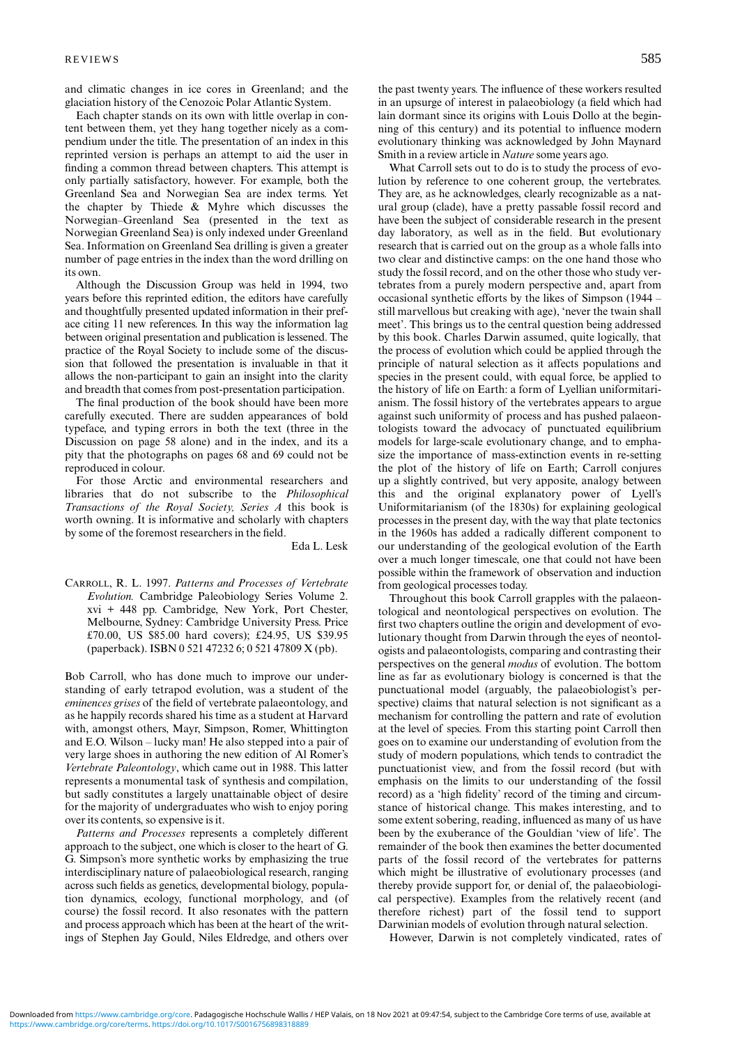and climatic changes in ice cores in Greenland; and the glaciation history of the Cenozoic Polar Atlantic System.

Each chapter stands on its own with little overlap in content between them, yet they hang together nicely as a compendium under the title. The presentation of an index in this reprinted version is perhaps an attempt to aid the user in finding a common thread between chapters. This attempt is only partially satisfactory, however. For example, both the Greenland Sea and Norwegian Sea are index terms. Yet the chapter by Thiede & Myhre which discusses the Norwegian–Greenland Sea (presented in the text as Norwegian Greenland Sea) is only indexed under Greenland Sea. Information on Greenland Sea drilling is given a greater number of page entries in the index than the word drilling on its own.

Although the Discussion Group was held in 1994, two years before this reprinted edition, the editors have carefully and thoughtfully presented updated information in their preface citing 11 new references. In this way the information lag between original presentation and publication is lessened. The practice of the Royal Society to include some of the discussion that followed the presentation is invaluable in that it allows the non-participant to gain an insight into the clarity and breadth that comes from post-presentation participation.

The final production of the book should have been more carefully executed. There are sudden appearances of bold typeface, and typing errors in both the text (three in the Discussion on page 58 alone) and in the index, and its a pity that the photographs on pages 68 and 69 could not be reproduced in colour.

For those Arctic and environmental researchers and libraries that do not subscribe to the *Philosophical Transactions of the Royal Society, Series A* this book is worth owning. It is informative and scholarly with chapters by some of the foremost researchers in the field.

Eda L. Lesk

CARROLL, R. L. 1997. *Patterns and Processes of Vertebrate Evolution.* Cambridge Paleobiology Series Volume 2. xvi + 448 pp. Cambridge, New York, Port Chester, Melbourne, Sydney: Cambridge University Press. Price £70.00, US $85.00 hard covers); £24.95, US $39.95 (paperback). ISBN 0 521 47232 6; 0 521 47809 X (pb).

Bob Carroll, who has done much to improve our understanding of early tetrapod evolution, was a student of the *eminences grises* of the field of vertebrate palaeontology, and as he happily records shared his time as a student at Harvard with, amongst others, Mayr, Simpson, Romer, Whittington and E.O. Wilson – lucky man! He also stepped into a pair of very large shoes in authoring the new edition of Al Romer's *Vertebrate Paleontology*, which came out in 1988. This latter represents a monumental task of synthesis and compilation, but sadly constitutes a largely unattainable object of desire for the majority of undergraduates who wish to enjoy poring over its contents, so expensive is it.

*Patterns and Processes* represents a completely different approach to the subject, one which is closer to the heart of G. G. Simpson's more synthetic works by emphasizing the true interdisciplinary nature of palaeobiological research, ranging across such fields as genetics, developmental biology, population dynamics, ecology, functional morphology, and (of course) the fossil record. It also resonates with the pattern and process approach which has been at the heart of the writings of Stephen Jay Gould, Niles Eldredge, and others over the past twenty years. The influence of these workers resulted in an upsurge of interest in palaeobiology (a field which had lain dormant since its origins with Louis Dollo at the beginning of this century) and its potential to influence modern evolutionary thinking was acknowledged by John Maynard Smith in a review article in *Nature* some years ago.

What Carroll sets out to do is to study the process of evolution by reference to one coherent group, the vertebrates. They are, as he acknowledges, clearly recognizable as a natural group (clade), have a pretty passable fossil record and have been the subject of considerable research in the present day laboratory, as well as in the field. But evolutionary research that is carried out on the group as a whole falls into two clear and distinctive camps: on the one hand those who study the fossil record, and on the other those who study vertebrates from a purely modern perspective and, apart from occasional synthetic efforts by the likes of Simpson (1944 – still marvellous but creaking with age), 'never the twain shall meet'. This brings us to the central question being addressed by this book. Charles Darwin assumed, quite logically, that the process of evolution which could be applied through the principle of natural selection as it affects populations and species in the present could, with equal force, be applied to the history of life on Earth: a form of Lyellian uniformitarianism. The fossil history of the vertebrates appears to argue against such uniformity of process and has pushed palaeontologists toward the advocacy of punctuated equilibrium models for large-scale evolutionary change, and to emphasize the importance of mass-extinction events in re-setting the plot of the history of life on Earth; Carroll conjures up a slightly contrived, but very apposite, analogy between this and the original explanatory power of Lyell's Uniformitarianism (of the 1830s) for explaining geological processes in the present day, with the way that plate tectonics in the 1960s has added a radically different component to our understanding of the geological evolution of the Earth over a much longer timescale, one that could not have been possible within the framework of observation and induction from geological processes today.

Throughout this book Carroll grapples with the palaeontological and neontological perspectives on evolution. The first two chapters outline the origin and development of evolutionary thought from Darwin through the eyes of neontologists and palaeontologists, comparing and contrasting their perspectives on the general *modus* of evolution. The bottom line as far as evolutionary biology is concerned is that the punctuational model (arguably, the palaeobiologist's perspective) claims that natural selection is not significant as a mechanism for controlling the pattern and rate of evolution at the level of species. From this starting point Carroll then goes on to examine our understanding of evolution from the study of modern populations, which tends to contradict the punctuationist view, and from the fossil record (but with emphasis on the limits to our understanding of the fossil record) as a 'high fidelity' record of the timing and circumstance of historical change. This makes interesting, and to some extent sobering, reading, influenced as many of us have been by the exuberance of the Gouldian 'view of life'. The remainder of the book then examines the better documented parts of the fossil record of the vertebrates for patterns which might be illustrative of evolutionary processes (and thereby provide support for, or denial of, the palaeobiological perspective). Examples from the relatively recent (and therefore richest) part of the fossil tend to support Darwinian models of evolution through natural selection.

However, Darwin is not completely vindicated, rates of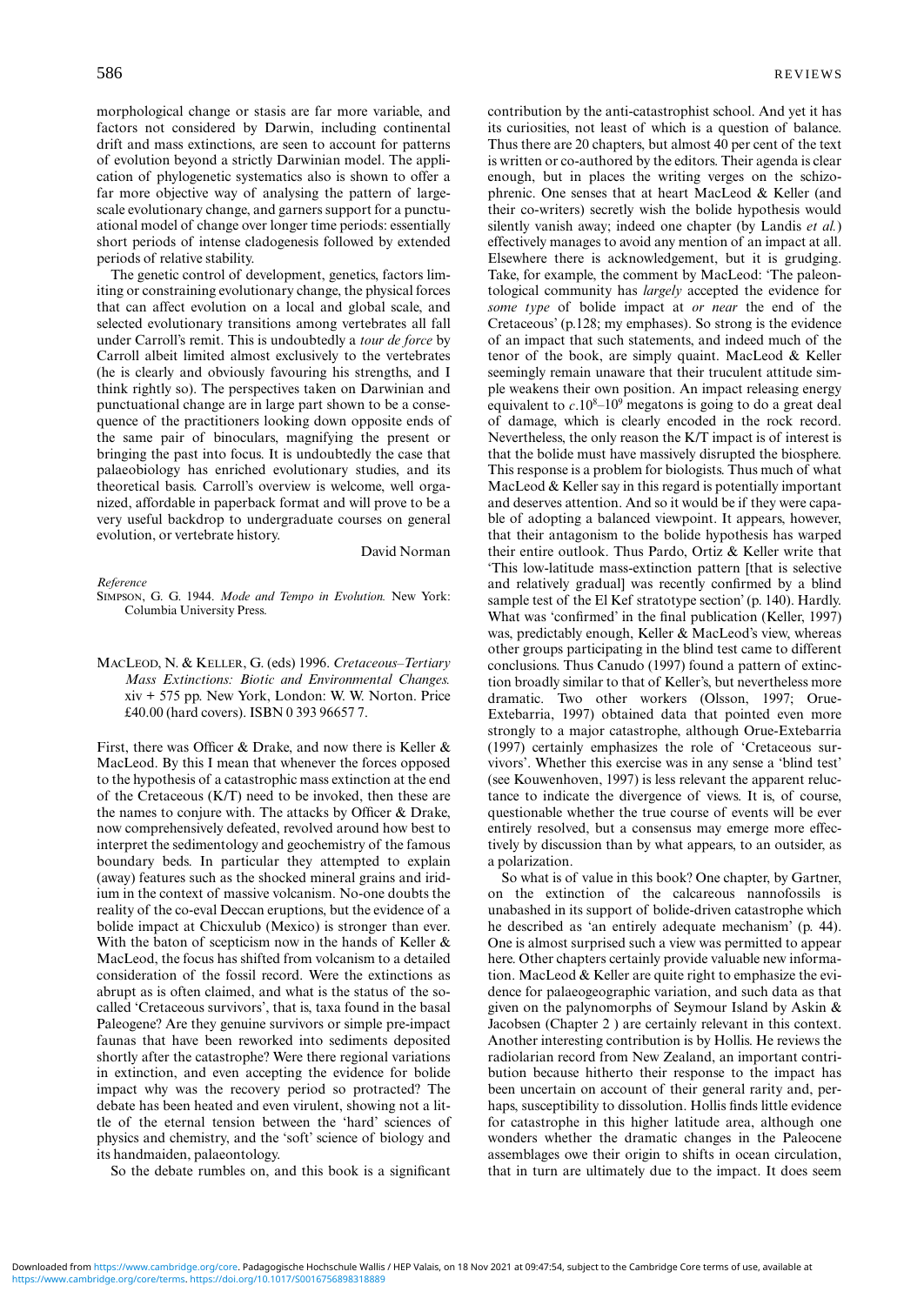morphological change or stasis are far more variable, and factors not considered by Darwin, including continental drift and mass extinctions, are seen to account for patterns of evolution beyond a strictly Darwinian model. The application of phylogenetic systematics also is shown to offer a far more objective way of analysing the pattern of large-scale evolutionary change, and garners support for a punctuational model of change over longer time periods: essentially short periods of intense cladogenesis followed by extended periods of relative stability.

The genetic control of development, genetics, factors limiting or constraining evolutionary change, the physical forces that can affect evolution on a local and global scale, and selected evolutionary transitions among vertebrates all fall under Carroll's remit. This is undoubtedly a *tour de force* by Carroll albeit limited almost exclusively to the vertebrates (he is clearly and obviously favouring his strengths, and I think rightly so). The perspectives taken on Darwinian and punctuational change are in large part shown to be a consequence of the practitioners looking down opposite ends of the same pair of binoculars, magnifying the present or bringing the past into focus. It is undoubtedly the case that palaeobiology has enriched evolutionary studies, and its theoretical basis. Carroll's overview is welcome, well organized, affordable in paperback format and will prove to be a very useful backdrop to undergraduate courses on general evolution, or vertebrate history.

David Norman

*Reference*

SIMPSON, G. G. 1944. *Mode and Tempo in Evolution.* New York: Columbia University Press.

MACLEOD, N. & KELLER, G. (eds) 1996. *Cretaceous–Tertiary Mass Extinctions: Biotic and Environmental Changes.* xiv + 575 pp. New York, London: W. W. Norton. Price £40.00 (hard covers). ISBN 0 393 96657 7.

First, there was Officer & Drake, and now there is Keller & MacLeod. By this I mean that whenever the forces opposed to the hypothesis of a catastrophic mass extinction at the end of the Cretaceous (K/T) need to be invoked, then these are the names to conjure with. The attacks by Officer & Drake, now comprehensively defeated, revolved around how best to interpret the sedimentology and geochemistry of the famous boundary beds. In particular they attempted to explain (away) features such as the shocked mineral grains and iridium in the context of massive volcanism. No-one doubts the reality of the co-eval Deccan eruptions, but the evidence of a bolide impact at Chicxulub (Mexico) is stronger than ever. With the baton of scepticism now in the hands of Keller & MacLeod, the focus has shifted from volcanism to a detailed consideration of the fossil record. Were the extinctions as abrupt as is often claimed, and what is the status of the so-called 'Cretaceous survivors', that is, taxa found in the basal Paleogene? Are they genuine survivors or simple pre-impact faunas that have been reworked into sediments deposited shortly after the catastrophe? Were there regional variations in extinction, and even accepting the evidence for bolide impact why was the recovery period so protracted? The debate has been heated and even virulent, showing not a little of the eternal tension between the 'hard' sciences of physics and chemistry, and the 'soft' science of biology and its handmaiden, palaeontology.

So the debate rumbles on, and this book is a significant contribution by the anti-catastrophist school. And yet it has its curiosities, not least of which is a question of balance. Thus there are 20 chapters, but almost 40 per cent of the text is written or co-authored by the editors. Their agenda is clear enough, but in places the writing verges on the schizophrenic. One senses that at heart MacLeod & Keller (and their co-writers) secretly wish the bolide hypothesis would silently vanish away; indeed one chapter (by Landis *et al.*) effectively manages to avoid any mention of an impact at all. Elsewhere there is acknowledgement, but it is grudging. Take, for example, the comment by MacLeod: 'The paleontological community has *largely* accepted the evidence for *some type* of bolide impact at *or near* the end of the Cretaceous' (p.128; my emphases). So strong is the evidence of an impact that such statements, and indeed much of the tenor of the book, are simply quaint. MacLeod & Keller seemingly remain unaware that their truculent attitude simple weakens their own position. An impact releasing energy equivalent to $c.10^8$–$10^9$ megatons is going to do a great deal of damage, which is clearly encoded in the rock record. Nevertheless, the only reason the K/T impact is of interest is that the bolide must have massively disrupted the biosphere. This response is a problem for biologists. Thus much of what MacLeod & Keller say in this regard is potentially important and deserves attention. And so it would be if they were capable of adopting a balanced viewpoint. It appears, however, that their antagonism to the bolide hypothesis has warped their entire outlook. Thus Pardo, Ortiz & Keller write that 'This low-latitude mass-extinction pattern [that is selective and relatively gradual] was recently confirmed by a blind sample test of the El Kef stratotype section' (p. 140). Hardly. What was 'confirmed' in the final publication (Keller, 1997) was, predictably enough, Keller & MacLeod's view, whereas other groups participating in the blind test came to different conclusions. Thus Canudo (1997) found a pattern of extinction broadly similar to that of Keller's, but nevertheless more dramatic. Two other workers (Olsson, 1997; Orue-Extebarria, 1997) obtained data that pointed even more strongly to a major catastrophe, although Orue-Extebarria (1997) certainly emphasizes the role of 'Cretaceous survivors'. Whether this exercise was in any sense a 'blind test' (see Kouwenhoven, 1997) is less relevant the apparent reluctance to indicate the divergence of views. It is, of course, questionable whether the true course of events will be ever entirely resolved, but a consensus may emerge more effectively by discussion than by what appears, to an outsider, as a polarization.

So what is of value in this book? One chapter, by Gartner, on the extinction of the calcareous nannofossils is unabashed in its support of bolide-driven catastrophe which he described as 'an entirely adequate mechanism' (p. 44). One is almost surprised such a view was permitted to appear here. Other chapters certainly provide valuable new information. MacLeod & Keller are quite right to emphasize the evidence for palaeogeographic variation, and such data as that given on the palynomorphs of Seymour Island by Askin & Jacobsen (Chapter 2 ) are certainly relevant in this context. Another interesting contribution is by Hollis. He reviews the radiolarian record from New Zealand, an important contribution because hitherto their response to the impact has been uncertain on account of their general rarity and, perhaps, susceptibility to dissolution. Hollis finds little evidence for catastrophe in this higher latitude area, although one wonders whether the dramatic changes in the Paleocene assemblages owe their origin to shifts in ocean circulation, that in turn are ultimately due to the impact. It does seem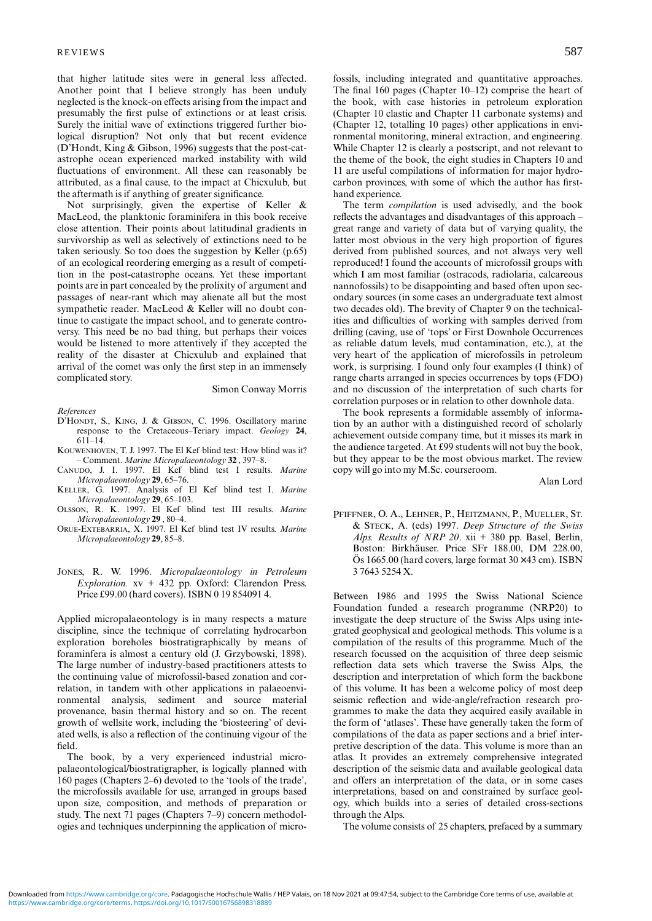that higher latitude sites were in general less affected. Another point that I believe strongly has been unduly neglected is the knock-on effects arising from the impact and presumably the first pulse of extinctions or at least crisis. Surely the initial wave of extinctions triggered further biological disruption? Not only that but recent evidence (D'Hondt, King & Gibson, 1996) suggests that the post-catastrophe ocean experienced marked instability with wild fluctuations of environment. All these can reasonably be attributed, as a final cause, to the impact at Chicxulub, but the aftermath is if anything of greater significance.

Not surprisingly, given the expertise of Keller & MacLeod, the planktonic foraminifera in this book receive close attention. Their points about latitudinal gradients in survivorship as well as selectively of extinctions need to be taken seriously. So too does the suggestion by Keller (p.65) of an ecological reordering emerging as a result of competition in the post-catastrophe oceans. Yet these important points are in part concealed by the prolixity of argument and passages of near-rant which may alienate all but the most sympathetic reader. MacLeod & Keller will no doubt continue to castigate the impact school, and to generate controversy. This need be no bad thing, but perhaps their voices would be listened to more attentively if they accepted the reality of the disaster at Chicxulub and explained that arrival of the comet was only the first step in an immensely complicated story.

Simon Conway Morris

*References*

D'Hondt, S., King, J. & Gibson, C. 1996. Oscillatory marine response to the Cretaceous–Teriary impact. *Geology* **24**, 611–14.

Kouwenhoven, T. J. 1997. The El Kef blind test: How blind was it? – Comment. *Marine Micropalaeontology* **32** , 397–8.

Canudo, J. I. 1997. El Kef blind test I results. *Marine Micropalaeontology* **29**, 65–76.

Keller, G. 1997. Analysis of El Kef blind test I. *Marine Micropalaeontology* **29**, 65–103.

Olsson, R. K. 1997. El Kef blind test III results. *Marine Micropalaeontology* **29** , 80–4.

Orue-Extebarria, X. 1997. El Kef blind test IV results. *Marine Micropalaeontology* **29**, 85–8.

Jones, R. W. 1996. *Micropalaeontology in Petroleum Exploration.* xv + 432 pp. Oxford: Clarendon Press. Price £99.00 (hard covers). ISBN 0 19 854091 4.

Applied micropalaeontology is in many respects a mature discipline, since the technique of correlating hydrocarbon exploration boreholes biostratigraphically by means of foraminfera is almost a century old (J. Grzybowski, 1898). The large number of industry-based practitioners attests to the continuing value of microfossil-based zonation and correlation, in tandem with other applications in palaeoenvironmental analysis, sediment and source material provenance, basin thermal history and so on. The recent growth of wellsite work, including the 'biosteering' of deviated wells, is also a reflection of the continuing vigour of the field.

The book, by a very experienced industrial micropalaeontological/biostratigrapher, is logically planned with 160 pages (Chapters 2–6) devoted to the 'tools of the trade', the microfossils available for use, arranged in groups based upon size, composition, and methods of preparation or study. The next 71 pages (Chapters 7–9) concern methodologies and techniques underpinning the application of microfossils, including integrated and quantitative approaches. The final 160 pages (Chapter 10–12) comprise the heart of the book, with case histories in petroleum exploration (Chapter 10 clastic and Chapter 11 carbonate systems) and (Chapter 12, totalling 10 pages) other applications in environmental monitoring, mineral extraction, and engineering. While Chapter 12 is clearly a postscript, and not relevant to the theme of the book, the eight studies in Chapters 10 and 11 are useful compilations of information for major hydrocarbon provinces, with some of which the author has first-hand experience.

The term *compilation* is used advisedly, and the book reflects the advantages and disadvantages of this approach – great range and variety of data but of varying quality, the latter most obvious in the very high proportion of figures derived from published sources, and not always very well reproduced! I found the accounts of microfossil groups with which I am most familiar (ostracods, radiolaria, calcareous nannofossils) to be disappointing and based often upon secondary sources (in some cases an undergraduate text almost two decades old). The brevity of Chapter 9 on the technicalities and difficulties of working with samples derived from drilling (caving, use of 'tops' or First Downhole Occurrences as reliable datum levels, mud contamination, etc.), at the very heart of the application of microfossils in petroleum work, is surprising. I found only four examples (I think) of range charts arranged in species occurrences by tops (FDO) and no discussion of the interpretation of such charts for correlation purposes or in relation to other downhole data.

The book represents a formidable assembly of information by an author with a distinguished record of scholarly achievement outside company time, but it misses its mark in the audience targeted. At £99 students will not buy the book, but they appear to be the most obvious market. The review copy will go into my M.Sc. courseroom.

Alan Lord

Pfiffner, O. A., Lehner, P., Heitzmann, P., Mueller, St. & Steck, A. (eds) 1997. *Deep Structure of the Swiss Alps. Results of NRP 20*. xii + 380 pp. Basel, Berlin, Boston: Birkhäuser. Price SFr 188.00, DM 228.00, Ös 1665.00 (hard covers, large format 30 × 43 cm). ISBN 3 7643 5254 X.

Between 1986 and 1995 the Swiss National Science Foundation funded a research programme (NRP20) to investigate the deep structure of the Swiss Alps using integrated geophysical and geological methods. This volume is a compilation of the results of this programme. Much of the research focussed on the acquisition of three deep seismic reflection data sets which traverse the Swiss Alps, the description and interpretation of which form the backbone of this volume. It has been a welcome policy of most deep seismic reflection and wide-angle/refraction research programmes to make the data they acquired easily available in the form of 'atlases'. These have generally taken the form of compilations of the data as paper sections and a brief interpretive description of the data. This volume is more than an atlas. It provides an extremely comprehensive integrated description of the seismic data and available geological data and offers an interpretation of the data, or in some cases interpretations, based on and constrained by surface geology, which builds into a series of detailed cross-sections through the Alps.

The volume consists of 25 chapters, prefaced by a summary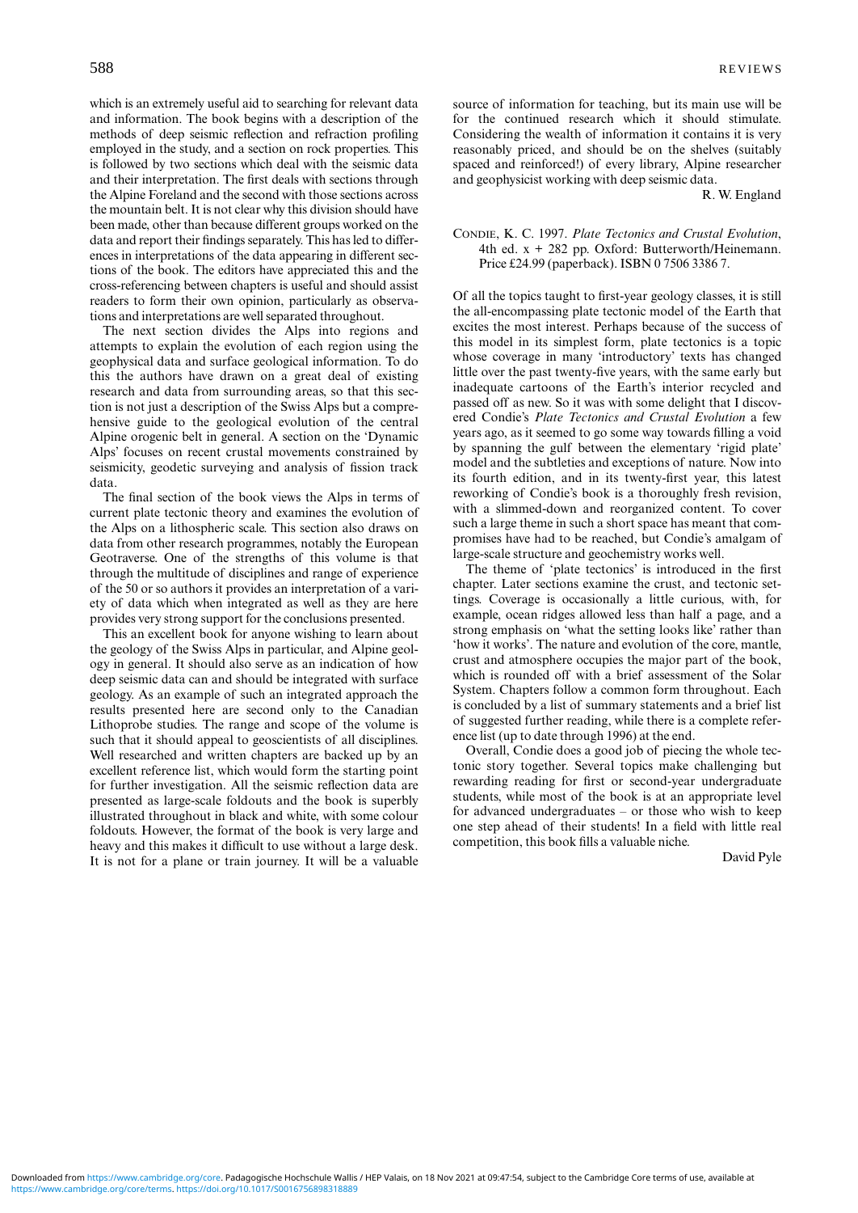which is an extremely useful aid to searching for relevant data and information. The book begins with a description of the methods of deep seismic reflection and refraction profiling employed in the study, and a section on rock properties. This is followed by two sections which deal with the seismic data and their interpretation. The first deals with sections through the Alpine Foreland and the second with those sections across the mountain belt. It is not clear why this division should have been made, other than because different groups worked on the data and report their findings separately. This has led to differences in interpretations of the data appearing in different sections of the book. The editors have appreciated this and the cross-referencing between chapters is useful and should assist readers to form their own opinion, particularly as observations and interpretations are well separated throughout.

The next section divides the Alps into regions and attempts to explain the evolution of each region using the geophysical data and surface geological information. To do this the authors have drawn on a great deal of existing research and data from surrounding areas, so that this section is not just a description of the Swiss Alps but a comprehensive guide to the geological evolution of the central Alpine orogenic belt in general. A section on the 'Dynamic Alps' focuses on recent crustal movements constrained by seismicity, geodetic surveying and analysis of fission track data.

The final section of the book views the Alps in terms of current plate tectonic theory and examines the evolution of the Alps on a lithospheric scale. This section also draws on data from other research programmes, notably the European Geotraverse. One of the strengths of this volume is that through the multitude of disciplines and range of experience of the 50 or so authors it provides an interpretation of a variety of data which when integrated as well as they are here provides very strong support for the conclusions presented.

This an excellent book for anyone wishing to learn about the geology of the Swiss Alps in particular, and Alpine geology in general. It should also serve as an indication of how deep seismic data can and should be integrated with surface geology. As an example of such an integrated approach the results presented here are second only to the Canadian Lithoprobe studies. The range and scope of the volume is such that it should appeal to geoscientists of all disciplines. Well researched and written chapters are backed up by an excellent reference list, which would form the starting point for further investigation. All the seismic reflection data are presented as large-scale foldouts and the book is superbly illustrated throughout in black and white, with some colour foldouts. However, the format of the book is very large and heavy and this makes it difficult to use without a large desk. It is not for a plane or train journey. It will be a valuable source of information for teaching, but its main use will be for the continued research which it should stimulate. Considering the wealth of information it contains it is very reasonably priced, and should be on the shelves (suitably spaced and reinforced!) of every library, Alpine researcher and geophysicist working with deep seismic data.

R. W. England

CONDIE, K. C. 1997. *Plate Tectonics and Crustal Evolution*, 4th ed. x + 282 pp. Oxford: Butterworth/Heinemann. Price £24.99 (paperback). ISBN 0 7506 3386 7.

Of all the topics taught to first-year geology classes, it is still the all-encompassing plate tectonic model of the Earth that excites the most interest. Perhaps because of the success of this model in its simplest form, plate tectonics is a topic whose coverage in many 'introductory' texts has changed little over the past twenty-five years, with the same early but inadequate cartoons of the Earth's interior recycled and passed off as new. So it was with some delight that I discovered Condie's *Plate Tectonics and Crustal Evolution* a few years ago, as it seemed to go some way towards filling a void by spanning the gulf between the elementary 'rigid plate' model and the subtleties and exceptions of nature. Now into its fourth edition, and in its twenty-first year, this latest reworking of Condie's book is a thoroughly fresh revision, with a slimmed-down and reorganized content. To cover such a large theme in such a short space has meant that compromises have had to be reached, but Condie's amalgam of large-scale structure and geochemistry works well.

The theme of 'plate tectonics' is introduced in the first chapter. Later sections examine the crust, and tectonic settings. Coverage is occasionally a little curious, with, for example, ocean ridges allowed less than half a page, and a strong emphasis on 'what the setting looks like' rather than 'how it works'. The nature and evolution of the core, mantle, crust and atmosphere occupies the major part of the book, which is rounded off with a brief assessment of the Solar System. Chapters follow a common form throughout. Each is concluded by a list of summary statements and a brief list of suggested further reading, while there is a complete reference list (up to date through 1996) at the end.

Overall, Condie does a good job of piecing the whole tectonic story together. Several topics make challenging but rewarding reading for first or second-year undergraduate students, while most of the book is at an appropriate level for advanced undergraduates – or those who wish to keep one step ahead of their students! In a field with little real competition, this book fills a valuable niche.

David Pyle